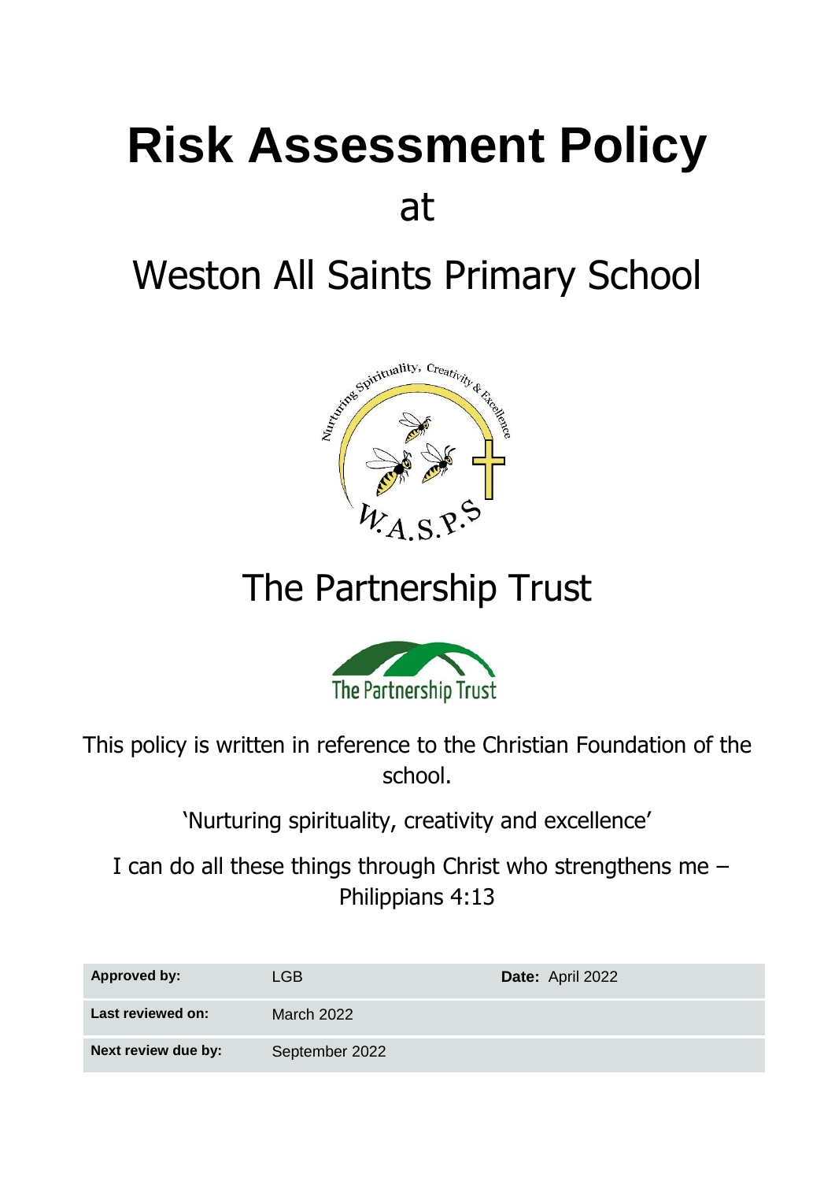# Risk Assessment Policy

at

Weston All Saints Primary School

The Partnership Trust

This policy is written in reference to the Christian Foundation of the school.

'Nurturing spirituality, creativity and excellence'

I can do all these things through Christ who strengthens me – Philippians 4:13

| | | | |
|---|---|---|---|
| **Approved by:** | LGB | **Date:** April 2022 | |
| **Last reviewed on:** | March 2022 | | |
| **Next review due by:** | September 2022 | | |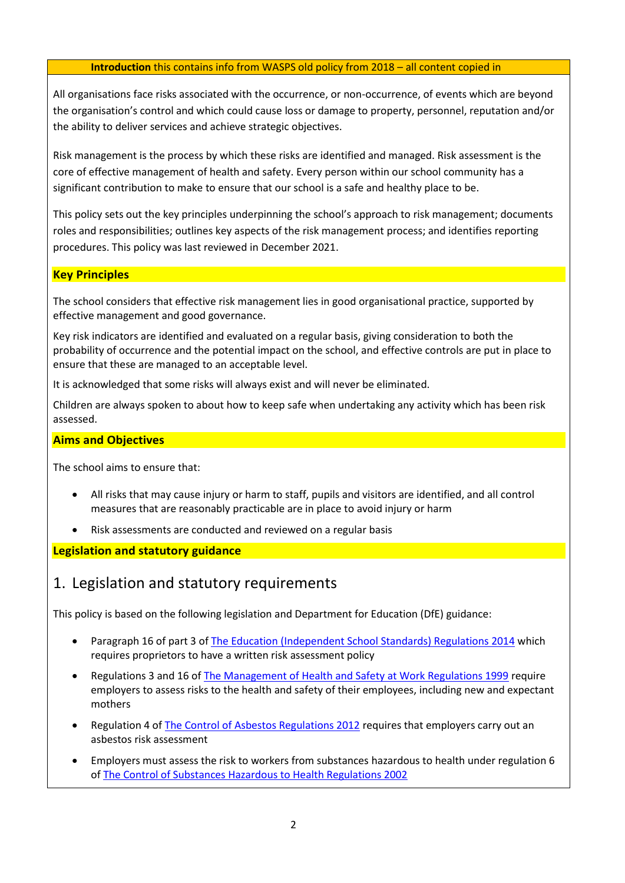**Introduction** this contains info from WASPS old policy from 2018 – all content copied in

All organisations face risks associated with the occurrence, or non-occurrence, of events which are beyond the organisation's control and which could cause loss or damage to property, personnel, reputation and/or the ability to deliver services and achieve strategic objectives.

Risk management is the process by which these risks are identified and managed. Risk assessment is the core of effective management of health and safety. Every person within our school community has a significant contribution to make to ensure that our school is a safe and healthy place to be.

This policy sets out the key principles underpinning the school's approach to risk management; documents roles and responsibilities; outlines key aspects of the risk management process; and identifies reporting procedures. This policy was last reviewed in December 2021.

**Key Principles**

The school considers that effective risk management lies in good organisational practice, supported by effective management and good governance.

Key risk indicators are identified and evaluated on a regular basis, giving consideration to both the probability of occurrence and the potential impact on the school, and effective controls are put in place to ensure that these are managed to an acceptable level.

It is acknowledged that some risks will always exist and will never be eliminated.

Children are always spoken to about how to keep safe when undertaking any activity which has been risk assessed.

**Aims and Objectives**

The school aims to ensure that:

- All risks that may cause injury or harm to staff, pupils and visitors are identified, and all control measures that are reasonably practicable are in place to avoid injury or harm
- Risk assessments are conducted and reviewed on a regular basis

**Legislation and statutory guidance**

## 1. Legislation and statutory requirements

This policy is based on the following legislation and Department for Education (DfE) guidance:

- Paragraph 16 of part 3 of The Education (Independent School Standards) Regulations 2014 which requires proprietors to have a written risk assessment policy
- Regulations 3 and 16 of The Management of Health and Safety at Work Regulations 1999 require employers to assess risks to the health and safety of their employees, including new and expectant mothers
- Regulation 4 of The Control of Asbestos Regulations 2012 requires that employers carry out an asbestos risk assessment
- Employers must assess the risk to workers from substances hazardous to health under regulation 6 of The Control of Substances Hazardous to Health Regulations 2002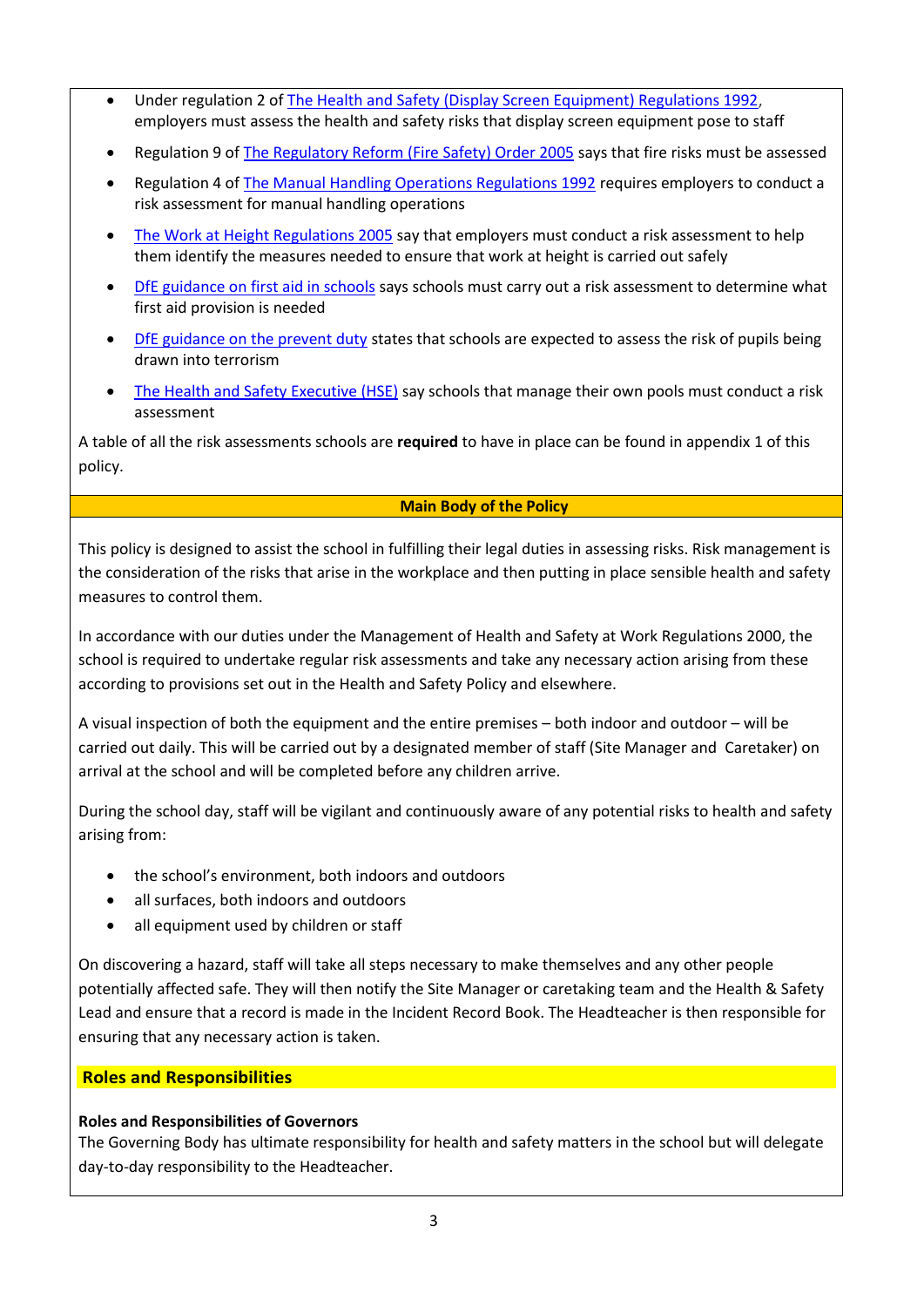- Under regulation 2 of The Health and Safety (Display Screen Equipment) Regulations 1992, employers must assess the health and safety risks that display screen equipment pose to staff
- Regulation 9 of The Regulatory Reform (Fire Safety) Order 2005 says that fire risks must be assessed
- Regulation 4 of The Manual Handling Operations Regulations 1992 requires employers to conduct a risk assessment for manual handling operations
- The Work at Height Regulations 2005 say that employers must conduct a risk assessment to help them identify the measures needed to ensure that work at height is carried out safely
- DfE guidance on first aid in schools says schools must carry out a risk assessment to determine what first aid provision is needed
- DfE guidance on the prevent duty states that schools are expected to assess the risk of pupils being drawn into terrorism
- The Health and Safety Executive (HSE) say schools that manage their own pools must conduct a risk assessment

A table of all the risk assessments schools are **required** to have in place can be found in appendix 1 of this policy.

## Main Body of the Policy

This policy is designed to assist the school in fulfilling their legal duties in assessing risks. Risk management is the consideration of the risks that arise in the workplace and then putting in place sensible health and safety measures to control them.

In accordance with our duties under the Management of Health and Safety at Work Regulations 2000, the school is required to undertake regular risk assessments and take any necessary action arising from these according to provisions set out in the Health and Safety Policy and elsewhere.

A visual inspection of both the equipment and the entire premises – both indoor and outdoor – will be carried out daily. This will be carried out by a designated member of staff (Site Manager and Caretaker) on arrival at the school and will be completed before any children arrive.

During the school day, staff will be vigilant and continuously aware of any potential risks to health and safety arising from:

- the school's environment, both indoors and outdoors
- all surfaces, both indoors and outdoors
- all equipment used by children or staff

On discovering a hazard, staff will take all steps necessary to make themselves and any other people potentially affected safe. They will then notify the Site Manager or caretaking team and the Health & Safety Lead and ensure that a record is made in the Incident Record Book. The Headteacher is then responsible for ensuring that any necessary action is taken.

## Roles and Responsibilities

**Roles and Responsibilities of Governors**

The Governing Body has ultimate responsibility for health and safety matters in the school but will delegate day-to-day responsibility to the Headteacher.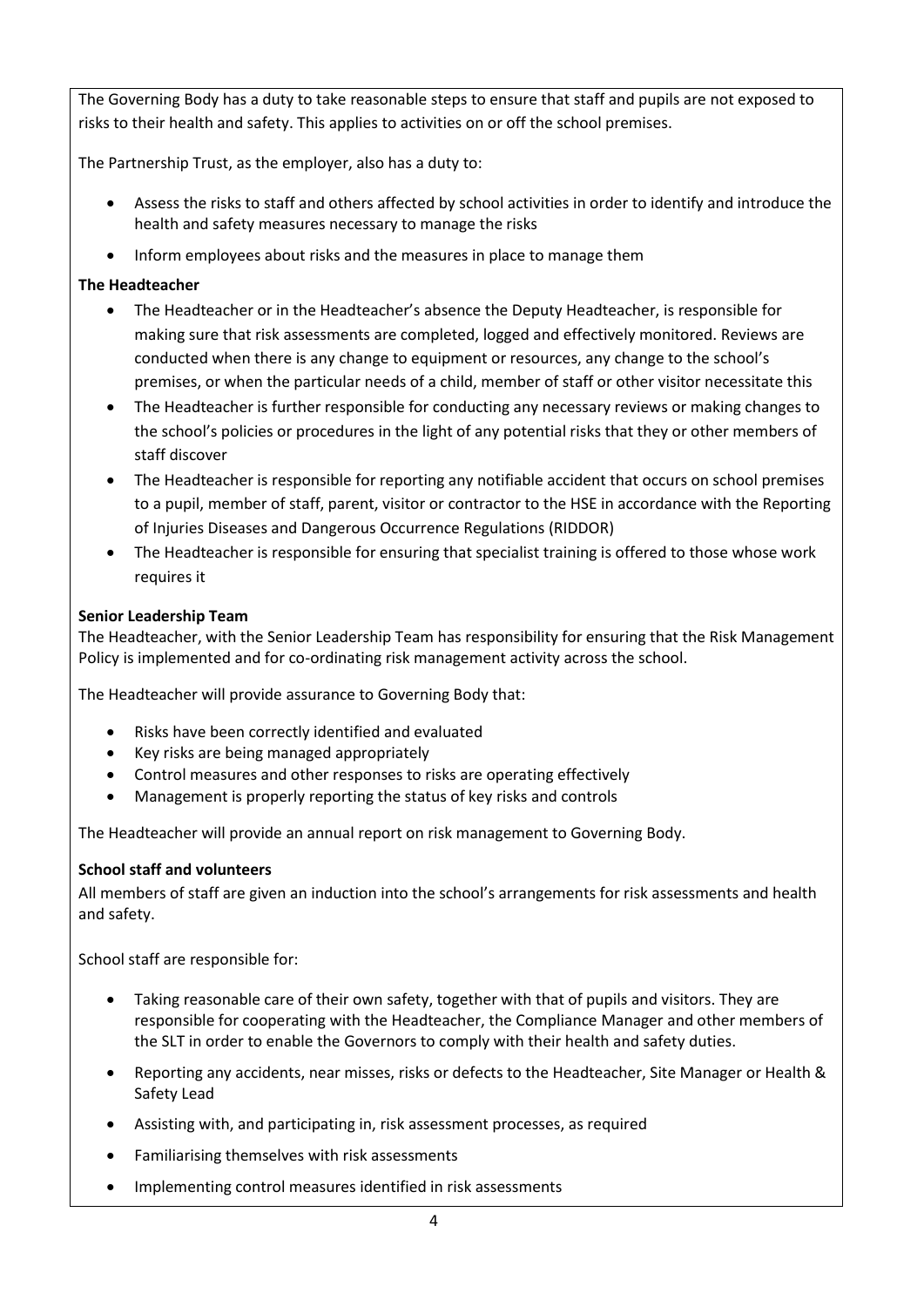The Governing Body has a duty to take reasonable steps to ensure that staff and pupils are not exposed to risks to their health and safety. This applies to activities on or off the school premises.

The Partnership Trust, as the employer, also has a duty to:

- Assess the risks to staff and others affected by school activities in order to identify and introduce the health and safety measures necessary to manage the risks
- Inform employees about risks and the measures in place to manage them

**The Headteacher**

- The Headteacher or in the Headteacher's absence the Deputy Headteacher, is responsible for making sure that risk assessments are completed, logged and effectively monitored. Reviews are conducted when there is any change to equipment or resources, any change to the school's premises, or when the particular needs of a child, member of staff or other visitor necessitate this
- The Headteacher is further responsible for conducting any necessary reviews or making changes to the school's policies or procedures in the light of any potential risks that they or other members of staff discover
- The Headteacher is responsible for reporting any notifiable accident that occurs on school premises to a pupil, member of staff, parent, visitor or contractor to the HSE in accordance with the Reporting of Injuries Diseases and Dangerous Occurrence Regulations (RIDDOR)
- The Headteacher is responsible for ensuring that specialist training is offered to those whose work requires it

**Senior Leadership Team**

The Headteacher, with the Senior Leadership Team has responsibility for ensuring that the Risk Management Policy is implemented and for co-ordinating risk management activity across the school.

The Headteacher will provide assurance to Governing Body that:

- Risks have been correctly identified and evaluated
- Key risks are being managed appropriately
- Control measures and other responses to risks are operating effectively
- Management is properly reporting the status of key risks and controls

The Headteacher will provide an annual report on risk management to Governing Body.

**School staff and volunteers**

All members of staff are given an induction into the school's arrangements for risk assessments and health and safety.

School staff are responsible for:

- Taking reasonable care of their own safety, together with that of pupils and visitors. They are responsible for cooperating with the Headteacher, the Compliance Manager and other members of the SLT in order to enable the Governors to comply with their health and safety duties.
- Reporting any accidents, near misses, risks or defects to the Headteacher, Site Manager or Health & Safety Lead
- Assisting with, and participating in, risk assessment processes, as required
- Familiarising themselves with risk assessments
- Implementing control measures identified in risk assessments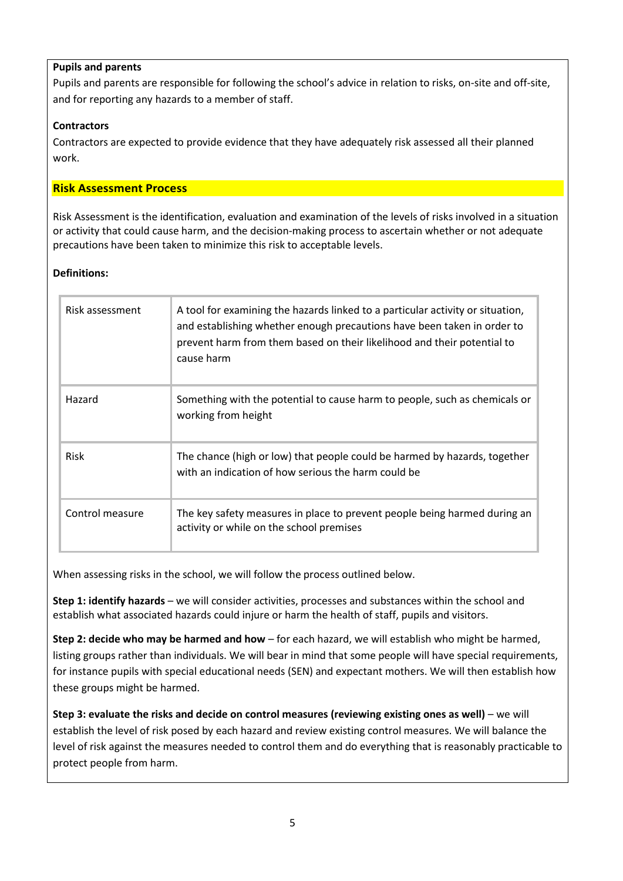**Pupils and parents**

Pupils and parents are responsible for following the school's advice in relation to risks, on-site and off-site, and for reporting any hazards to a member of staff.

**Contractors**

Contractors are expected to provide evidence that they have adequately risk assessed all their planned work.

## Risk Assessment Process

Risk Assessment is the identification, evaluation and examination of the levels of risks involved in a situation or activity that could cause harm, and the decision-making process to ascertain whether or not adequate precautions have been taken to minimize this risk to acceptable levels.

**Definitions:**

| | |
|---|---|
| Risk assessment | A tool for examining the hazards linked to a particular activity or situation, and establishing whether enough precautions have been taken in order to prevent harm from them based on their likelihood and their potential to cause harm |
| Hazard | Something with the potential to cause harm to people, such as chemicals or working from height |
| Risk | The chance (high or low) that people could be harmed by hazards, together with an indication of how serious the harm could be |
| Control measure | The key safety measures in place to prevent people being harmed during an activity or while on the school premises |

When assessing risks in the school, we will follow the process outlined below.

**Step 1: identify hazards** – we will consider activities, processes and substances within the school and establish what associated hazards could injure or harm the health of staff, pupils and visitors.

**Step 2: decide who may be harmed and how** – for each hazard, we will establish who might be harmed, listing groups rather than individuals. We will bear in mind that some people will have special requirements, for instance pupils with special educational needs (SEN) and expectant mothers. We will then establish how these groups might be harmed.

**Step 3: evaluate the risks and decide on control measures (reviewing existing ones as well)** – we will establish the level of risk posed by each hazard and review existing control measures. We will balance the level of risk against the measures needed to control them and do everything that is reasonably practicable to protect people from harm.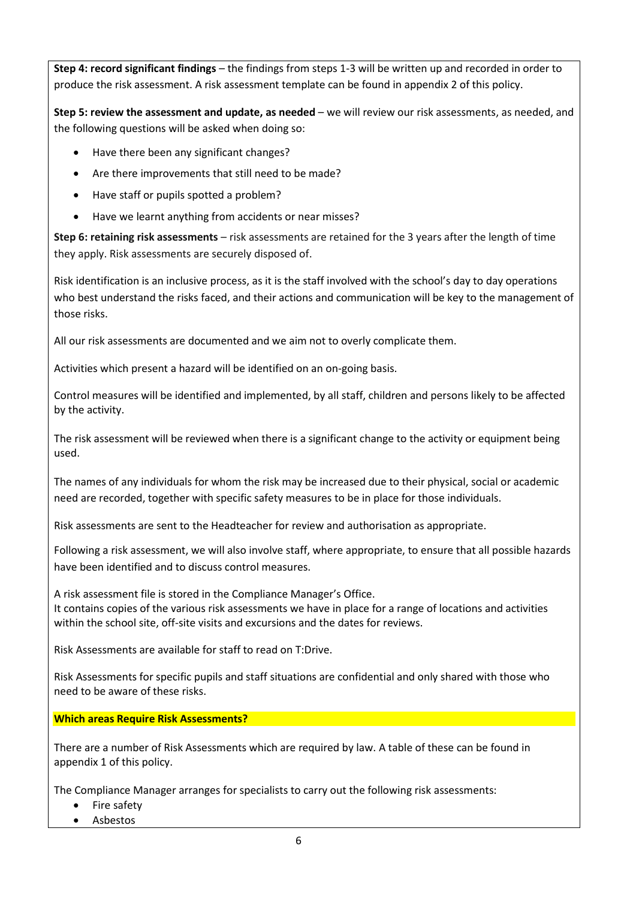**Step 4: record significant findings** – the findings from steps 1-3 will be written up and recorded in order to produce the risk assessment. A risk assessment template can be found in appendix 2 of this policy.

**Step 5: review the assessment and update, as needed** – we will review our risk assessments, as needed, and the following questions will be asked when doing so:

- Have there been any significant changes?
- Are there improvements that still need to be made?
- Have staff or pupils spotted a problem?
- Have we learnt anything from accidents or near misses?

**Step 6: retaining risk assessments** – risk assessments are retained for the 3 years after the length of time they apply. Risk assessments are securely disposed of.

Risk identification is an inclusive process, as it is the staff involved with the school's day to day operations who best understand the risks faced, and their actions and communication will be key to the management of those risks.

All our risk assessments are documented and we aim not to overly complicate them.

Activities which present a hazard will be identified on an on-going basis.

Control measures will be identified and implemented, by all staff, children and persons likely to be affected by the activity.

The risk assessment will be reviewed when there is a significant change to the activity or equipment being used.

The names of any individuals for whom the risk may be increased due to their physical, social or academic need are recorded, together with specific safety measures to be in place for those individuals.

Risk assessments are sent to the Headteacher for review and authorisation as appropriate.

Following a risk assessment, we will also involve staff, where appropriate, to ensure that all possible hazards have been identified and to discuss control measures.

A risk assessment file is stored in the Compliance Manager's Office.
It contains copies of the various risk assessments we have in place for a range of locations and activities within the school site, off-site visits and excursions and the dates for reviews.

Risk Assessments are available for staff to read on T:Drive.

Risk Assessments for specific pupils and staff situations are confidential and only shared with those who need to be aware of these risks.

**Which areas Require Risk Assessments?**

There are a number of Risk Assessments which are required by law. A table of these can be found in appendix 1 of this policy.

The Compliance Manager arranges for specialists to carry out the following risk assessments:

- Fire safety
- Asbestos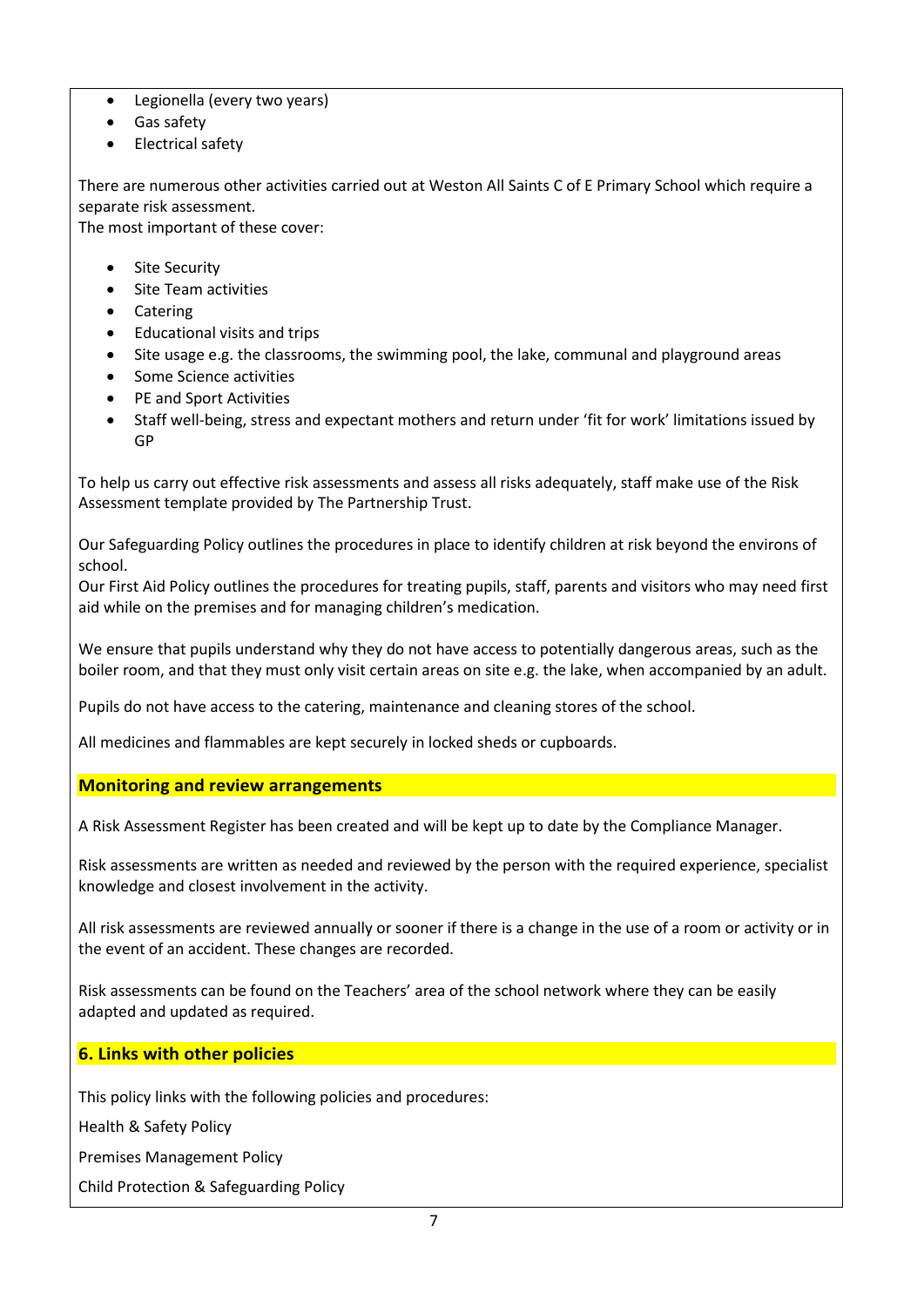- Legionella (every two years)
- Gas safety
- Electrical safety

There are numerous other activities carried out at Weston All Saints C of E Primary School which require a separate risk assessment.
The most important of these cover:

- Site Security
- Site Team activities
- Catering
- Educational visits and trips
- Site usage e.g. the classrooms, the swimming pool, the lake, communal and playground areas
- Some Science activities
- PE and Sport Activities
- Staff well-being, stress and expectant mothers and return under 'fit for work' limitations issued by GP

To help us carry out effective risk assessments and assess all risks adequately, staff make use of the Risk Assessment template provided by The Partnership Trust.

Our Safeguarding Policy outlines the procedures in place to identify children at risk beyond the environs of school.
Our First Aid Policy outlines the procedures for treating pupils, staff, parents and visitors who may need first aid while on the premises and for managing children's medication.

We ensure that pupils understand why they do not have access to potentially dangerous areas, such as the boiler room, and that they must only visit certain areas on site e.g. the lake, when accompanied by an adult.

Pupils do not have access to the catering, maintenance and cleaning stores of the school.

All medicines and flammables are kept securely in locked sheds or cupboards.

## Monitoring and review arrangements

A Risk Assessment Register has been created and will be kept up to date by the Compliance Manager.

Risk assessments are written as needed and reviewed by the person with the required experience, specialist knowledge and closest involvement in the activity.

All risk assessments are reviewed annually or sooner if there is a change in the use of a room or activity or in the event of an accident. These changes are recorded.

Risk assessments can be found on the Teachers' area of the school network where they can be easily adapted and updated as required.

## 6. Links with other policies

This policy links with the following policies and procedures:

Health & Safety Policy

Premises Management Policy

Child Protection & Safeguarding Policy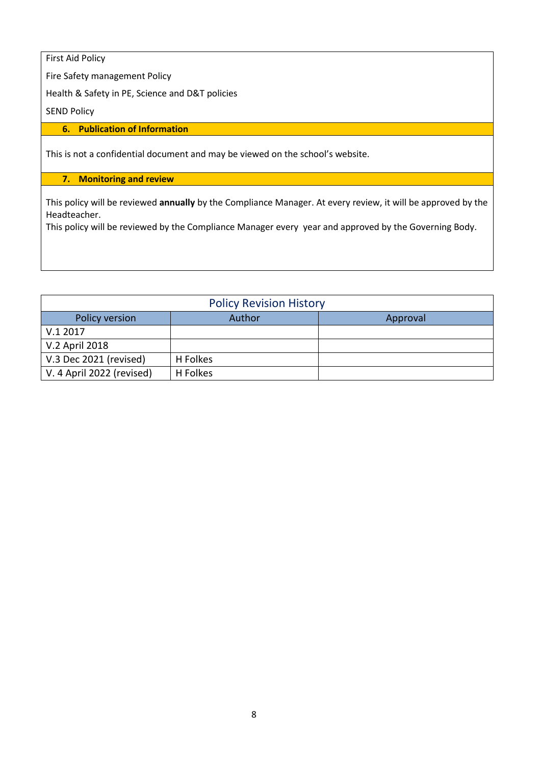First Aid Policy

Fire Safety management Policy

Health & Safety in PE, Science and D&T policies

SEND Policy

## 6. Publication of Information

This is not a confidential document and may be viewed on the school's website.

## 7. Monitoring and review

This policy will be reviewed **annually** by the Compliance Manager. At every review, it will be approved by the Headteacher.
This policy will be reviewed by the Compliance Manager every year and approved by the Governing Body.

| Policy Revision History | | |
|---|---|---|
| Policy version | Author | Approval |
| V.1 2017 | | |
| V.2 April 2018 | | |
| V.3 Dec 2021 (revised) | H Folkes | |
| V. 4 April 2022 (revised) | H Folkes | |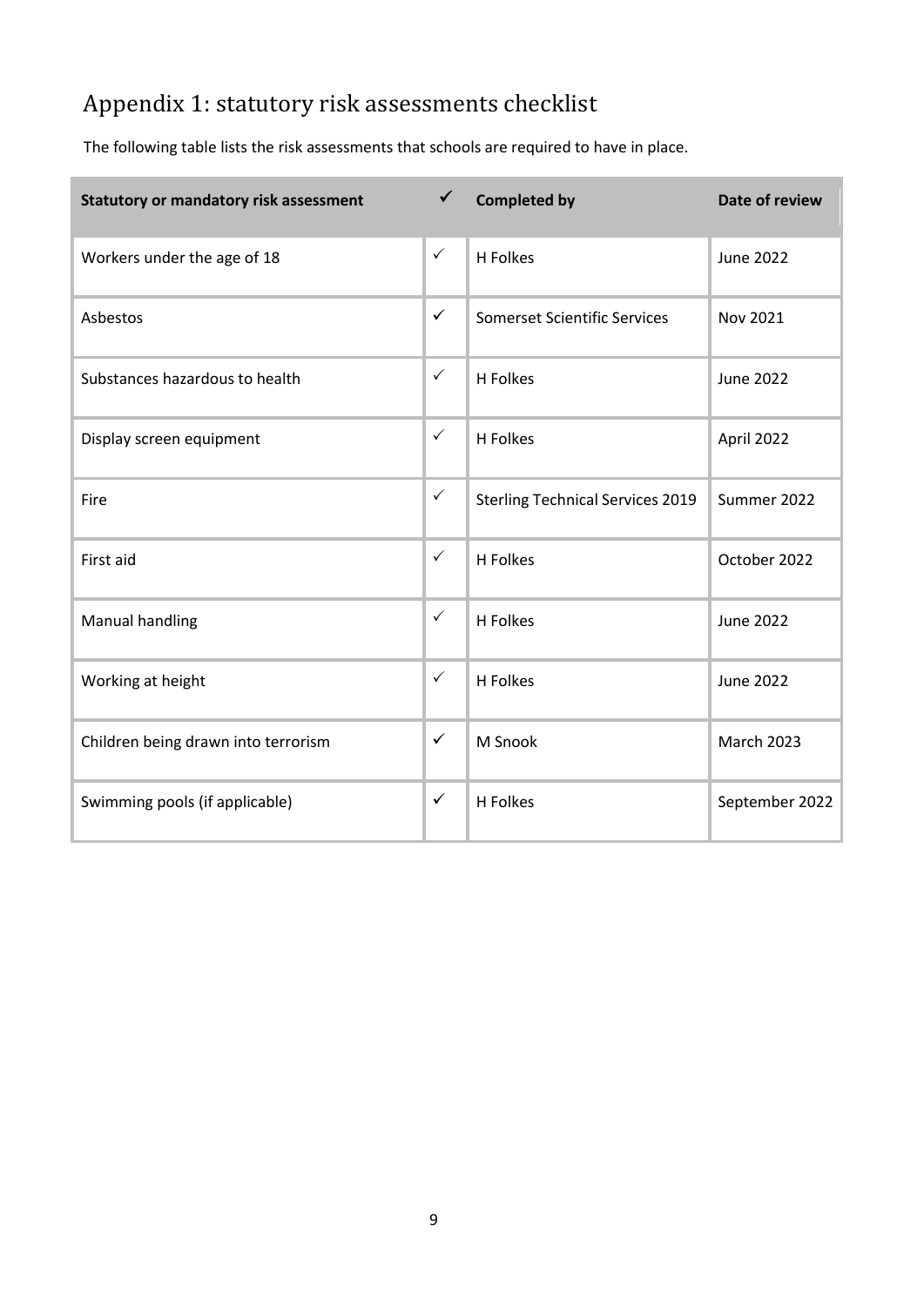# Appendix 1: statutory risk assessments checklist

The following table lists the risk assessments that schools are required to have in place.

| Statutory or mandatory risk assessment | ✓ | Completed by | Date of review |
| --- | --- | --- | --- |
| Workers under the age of 18 | ✓ | H Folkes | June 2022 |
| Asbestos | ✓ | Somerset Scientific Services | Nov 2021 |
| Substances hazardous to health | ✓ | H Folkes | June 2022 |
| Display screen equipment | ✓ | H Folkes | April 2022 |
| Fire | ✓ | Sterling Technical Services 2019 | Summer 2022 |
| First aid | ✓ | H Folkes | October 2022 |
| Manual handling | ✓ | H Folkes | June 2022 |
| Working at height | ✓ | H Folkes | June 2022 |
| Children being drawn into terrorism | ✓ | M Snook | March 2023 |
| Swimming pools (if applicable) | ✓ | H Folkes | September 2022 |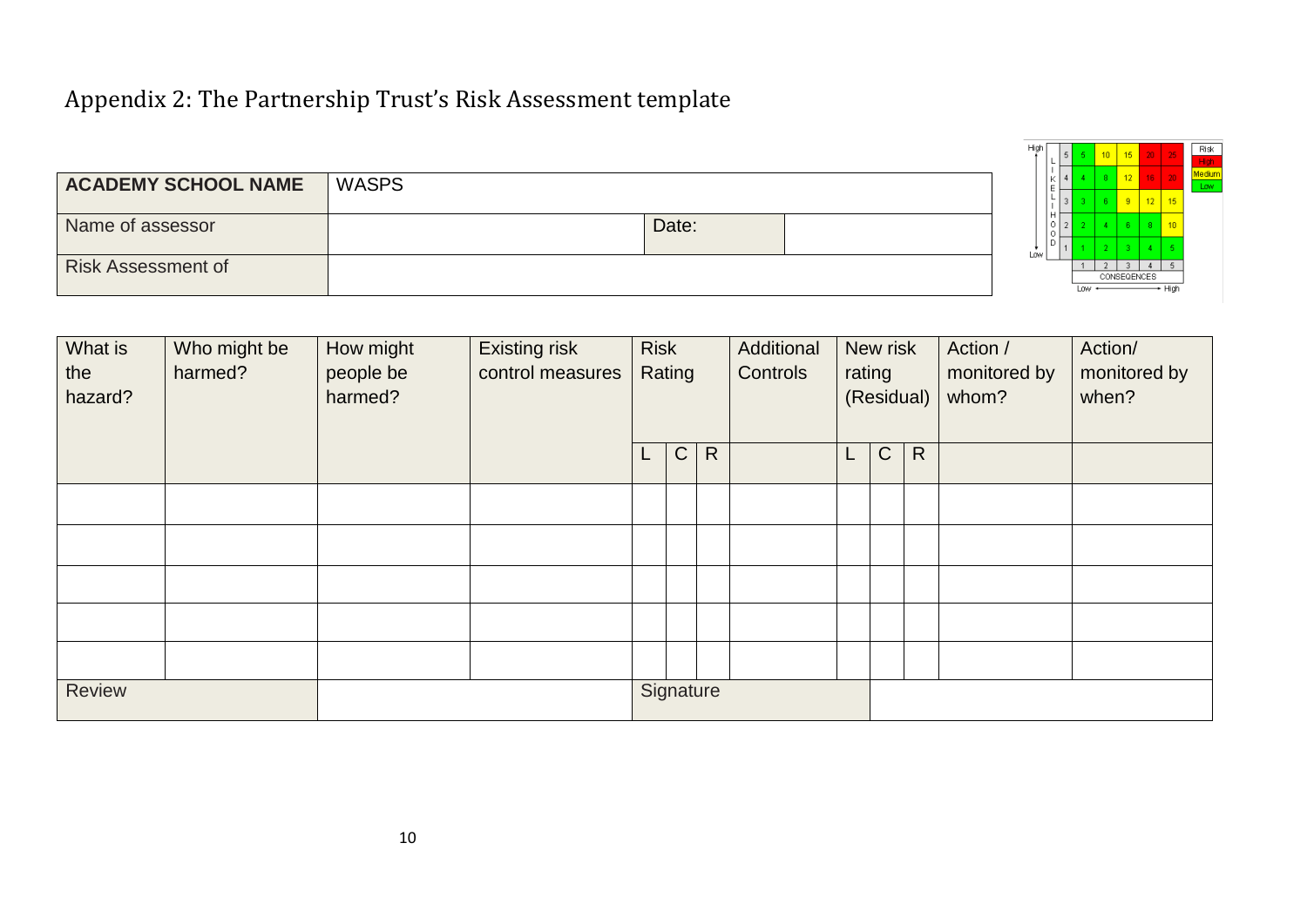# Appendix 2: The Partnership Trust's Risk Assessment template

| | | | |
|---|---|---|---|
| **ACADEMY SCHOOL NAME** | WASPS | | |
| Name of assessor | | Date: | |
| Risk Assessment of | | | |

High
L I K E L I H O O D
Low

| | | | | | |
|---|---|---|---|---|---|
| 5 | 5 | 10 | 15 | 20 | 25 |
| 4 | 4 | 8 | 12 | 16 | 20 |
| 3 | 3 | 6 | 9 | 12 | 15 |
| 2 | 2 | 4 | 6 | 8 | 10 |
| 1 | 1 | 2 | 3 | 4 | 5 |
| | 1 | 2 | 3 | 4 | 5 |

CONSEQENCES
Low → High

Risk
High
Medium
Low

| What is the hazard? | Who might be harmed? | How might people be harmed? | Existing risk control measures | Risk Rating | | | Additional Controls | New risk rating (Residual) | | | Action / monitored by whom? | Action/ monitored by when? |
|---|---|---|---|---|---|---|---|---|---|---|---|---|
| | | | | L | C | R | | L | C | R | | |
| | | | | | | | | | | | | |
| | | | | | | | | | | | | |
| | | | | | | | | | | | | |
| | | | | | | | | | | | | |
| | | | | | | | | | | | | |
| Review | | | | Signature | | | | | | | | |